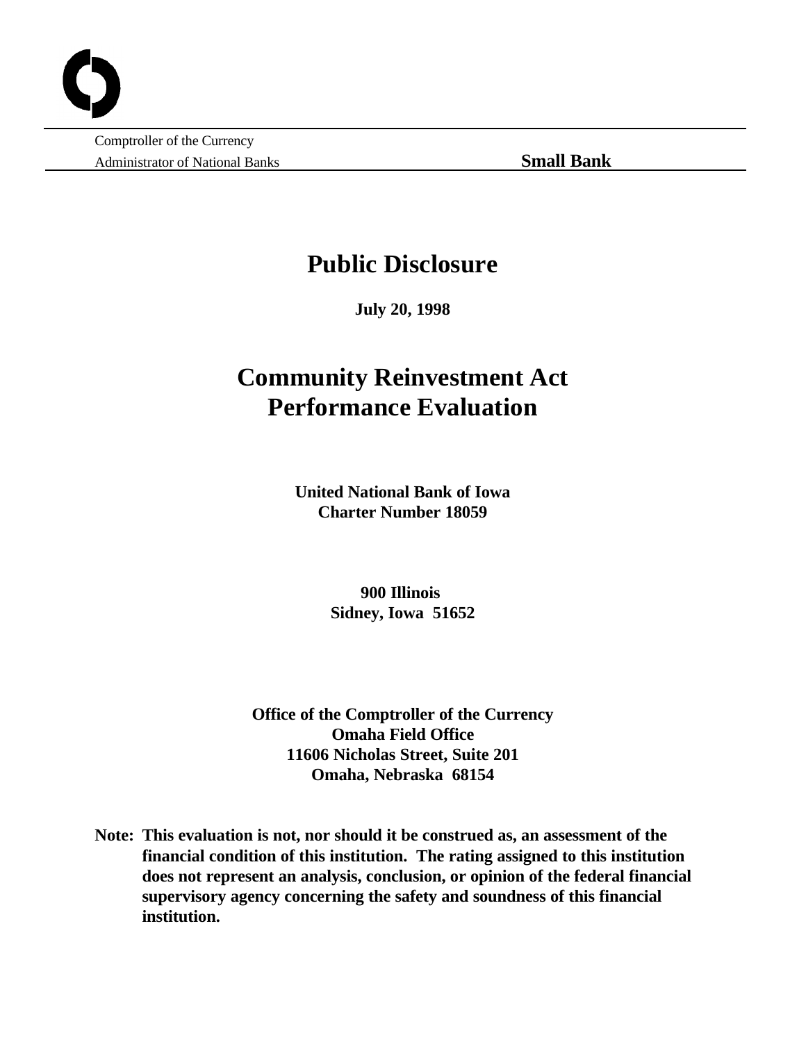Comptroller of the Currency
Administrator of National Banks

**Small Bank**

# Public Disclosure

**July 20, 1998**

# Community Reinvestment Act Performance Evaluation

**United National Bank of Iowa**
**Charter Number 18059**

**900 Illinois**
**Sidney, Iowa 51652**

**Office of the Comptroller of the Currency**
**Omaha Field Office**
**11606 Nicholas Street, Suite 201**
**Omaha, Nebraska 68154**

**Note: This evaluation is not, nor should it be construed as, an assessment of the financial condition of this institution. The rating assigned to this institution does not represent an analysis, conclusion, or opinion of the federal financial supervisory agency concerning the safety and soundness of this financial institution.**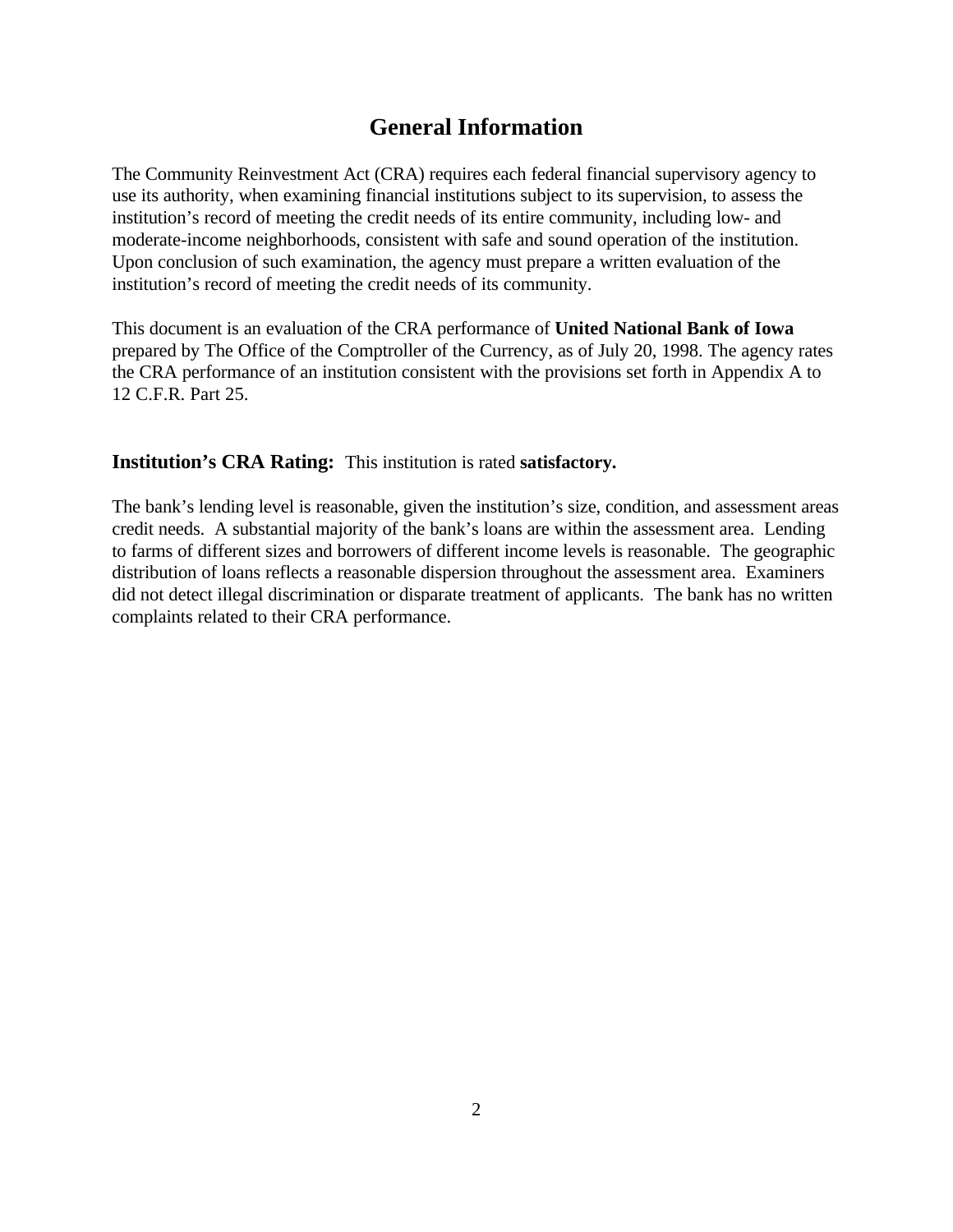# General Information

The Community Reinvestment Act (CRA) requires each federal financial supervisory agency to use its authority, when examining financial institutions subject to its supervision, to assess the institution's record of meeting the credit needs of its entire community, including low- and moderate-income neighborhoods, consistent with safe and sound operation of the institution. Upon conclusion of such examination, the agency must prepare a written evaluation of the institution's record of meeting the credit needs of its community.

This document is an evaluation of the CRA performance of **United National Bank of Iowa** prepared by The Office of the Comptroller of the Currency, as of July 20, 1998. The agency rates the CRA performance of an institution consistent with the provisions set forth in Appendix A to 12 C.F.R. Part 25.

**Institution's CRA Rating:** This institution is rated **satisfactory.**

The bank's lending level is reasonable, given the institution's size, condition, and assessment areas credit needs. A substantial majority of the bank's loans are within the assessment area. Lending to farms of different sizes and borrowers of different income levels is reasonable. The geographic distribution of loans reflects a reasonable dispersion throughout the assessment area. Examiners did not detect illegal discrimination or disparate treatment of applicants. The bank has no written complaints related to their CRA performance.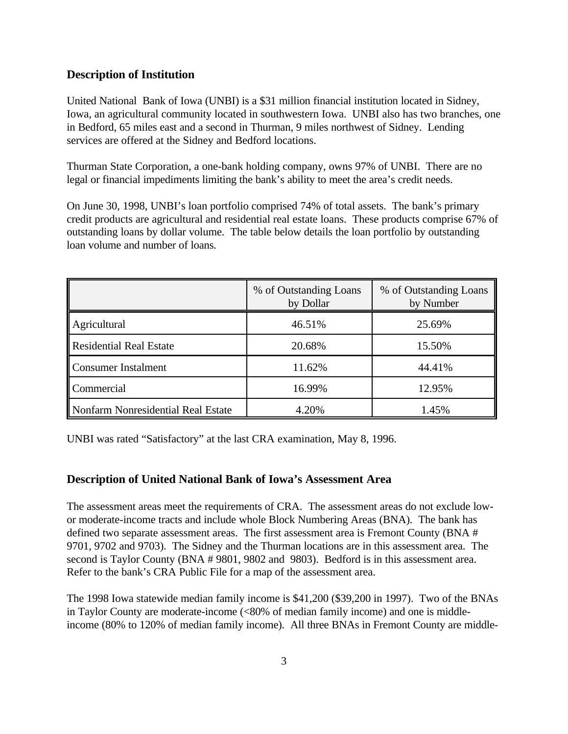## Description of Institution

United National Bank of Iowa (UNBI) is a $31 million financial institution located in Sidney, Iowa, an agricultural community located in southwestern Iowa. UNBI also has two branches, one in Bedford, 65 miles east and a second in Thurman, 9 miles northwest of Sidney. Lending services are offered at the Sidney and Bedford locations.

Thurman State Corporation, a one-bank holding company, owns 97% of UNBI. There are no legal or financial impediments limiting the bank's ability to meet the area's credit needs.

On June 30, 1998, UNBI's loan portfolio comprised 74% of total assets. The bank's primary credit products are agricultural and residential real estate loans. These products comprise 67% of outstanding loans by dollar volume. The table below details the loan portfolio by outstanding loan volume and number of loans.

| | % of Outstanding Loans by Dollar | % of Outstanding Loans by Number |
|---|---|---|
| Agricultural | 46.51% | 25.69% |
| Residential Real Estate | 20.68% | 15.50% |
| Consumer Instalment | 11.62% | 44.41% |
| Commercial | 16.99% | 12.95% |
| Nonfarm Nonresidential Real Estate | 4.20% | 1.45% |

UNBI was rated "Satisfactory" at the last CRA examination, May 8, 1996.

## Description of United National Bank of Iowa's Assessment Area

The assessment areas meet the requirements of CRA. The assessment areas do not exclude low- or moderate-income tracts and include whole Block Numbering Areas (BNA). The bank has defined two separate assessment areas. The first assessment area is Fremont County (BNA # 9701, 9702 and 9703). The Sidney and the Thurman locations are in this assessment area. The second is Taylor County (BNA # 9801, 9802 and 9803). Bedford is in this assessment area. Refer to the bank's CRA Public File for a map of the assessment area.

The 1998 Iowa statewide median family income is $41,200 ($39,200 in 1997). Two of the BNAs in Taylor County are moderate-income (<80% of median family income) and one is middle-income (80% to 120% of median family income). All three BNAs in Fremont County are middle-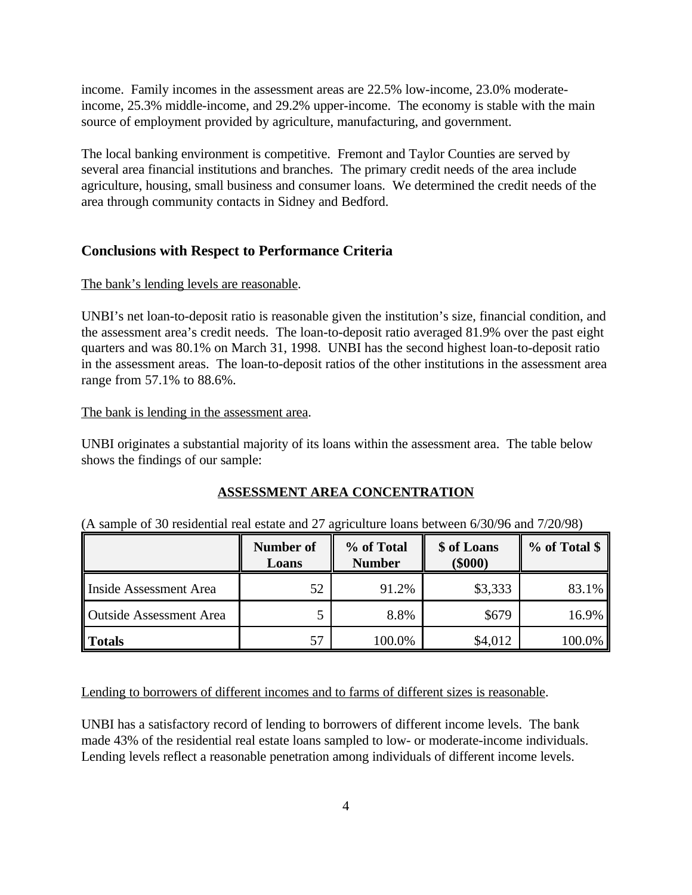income. Family incomes in the assessment areas are 22.5% low-income, 23.0% moderate-income, 25.3% middle-income, and 29.2% upper-income. The economy is stable with the main source of employment provided by agriculture, manufacturing, and government.

The local banking environment is competitive. Fremont and Taylor Counties are served by several area financial institutions and branches. The primary credit needs of the area include agriculture, housing, small business and consumer loans. We determined the credit needs of the area through community contacts in Sidney and Bedford.

## Conclusions with Respect to Performance Criteria

The bank's lending levels are reasonable.

UNBI's net loan-to-deposit ratio is reasonable given the institution's size, financial condition, and the assessment area's credit needs. The loan-to-deposit ratio averaged 81.9% over the past eight quarters and was 80.1% on March 31, 1998. UNBI has the second highest loan-to-deposit ratio in the assessment areas. The loan-to-deposit ratios of the other institutions in the assessment area range from 57.1% to 88.6%.

The bank is lending in the assessment area.

UNBI originates a substantial majority of its loans within the assessment area. The table below shows the findings of our sample:

**ASSESSMENT AREA CONCENTRATION**

(A sample of 30 residential real estate and 27 agriculture loans between 6/30/96 and 7/20/98)

| | Number of Loans | % of Total Number | $ of Loans ($000) | % of Total $ |
|---|---|---|---|---|
| Inside Assessment Area | 52 | 91.2% | $3,333 | 83.1% |
| Outside Assessment Area | 5 | 8.8% | $679 | 16.9% |
| **Totals** | 57 | 100.0% | $4,012 | 100.0% |

Lending to borrowers of different incomes and to farms of different sizes is reasonable.

UNBI has a satisfactory record of lending to borrowers of different income levels. The bank made 43% of the residential real estate loans sampled to low- or moderate-income individuals. Lending levels reflect a reasonable penetration among individuals of different income levels.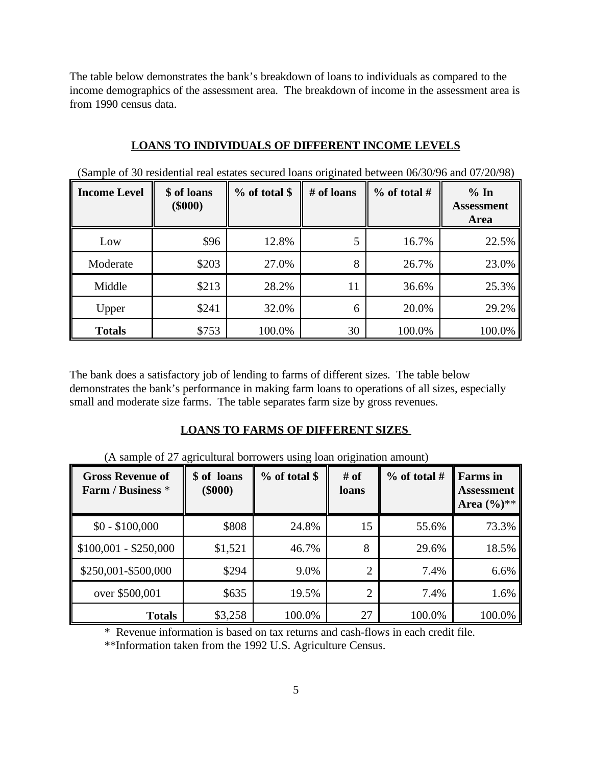The table below demonstrates the bank's breakdown of loans to individuals as compared to the income demographics of the assessment area. The breakdown of income in the assessment area is from 1990 census data.

**LOANS TO INDIVIDUALS OF DIFFERENT INCOME LEVELS**

(Sample of 30 residential real estates secured loans originated between 06/30/96 and 07/20/98)

| Income Level | $ of loans ($000) | % of total $ | # of loans | % of total # | % In Assessment Area |
|---|---|---|---|---|---|
| Low | $96 | 12.8% | 5 | 16.7% | 22.5% |
| Moderate | $203 | 27.0% | 8 | 26.7% | 23.0% |
| Middle | $213 | 28.2% | 11 | 36.6% | 25.3% |
| Upper | $241 | 32.0% | 6 | 20.0% | 29.2% |
| **Totals** | $753 | 100.0% | 30 | 100.0% | 100.0% |

The bank does a satisfactory job of lending to farms of different sizes. The table below demonstrates the bank's performance in making farm loans to operations of all sizes, especially small and moderate size farms. The table separates farm size by gross revenues.

**LOANS TO FARMS OF DIFFERENT SIZES**

(A sample of 27 agricultural borrowers using loan origination amount)

| Gross Revenue of Farm / Business * | $ of loans ($000) | % of total $ | # of loans | % of total # | Farms in Assessment Area (%)** |
|---|---|---|---|---|---|
| $0 - $100,000 | $808 | 24.8% | 15 | 55.6% | 73.3% |
| $100,001 - $250,000 | $1,521 | 46.7% | 8 | 29.6% | 18.5% |
| $250,001-$500,000 | $294 | 9.0% | 2 | 7.4% | 6.6% |
| over $500,001 | $635 | 19.5% | 2 | 7.4% | 1.6% |
| **Totals** | $3,258 | 100.0% | 27 | 100.0% | 100.0% |

\* Revenue information is based on tax returns and cash-flows in each credit file.

**Information taken from the 1992 U.S. Agriculture Census.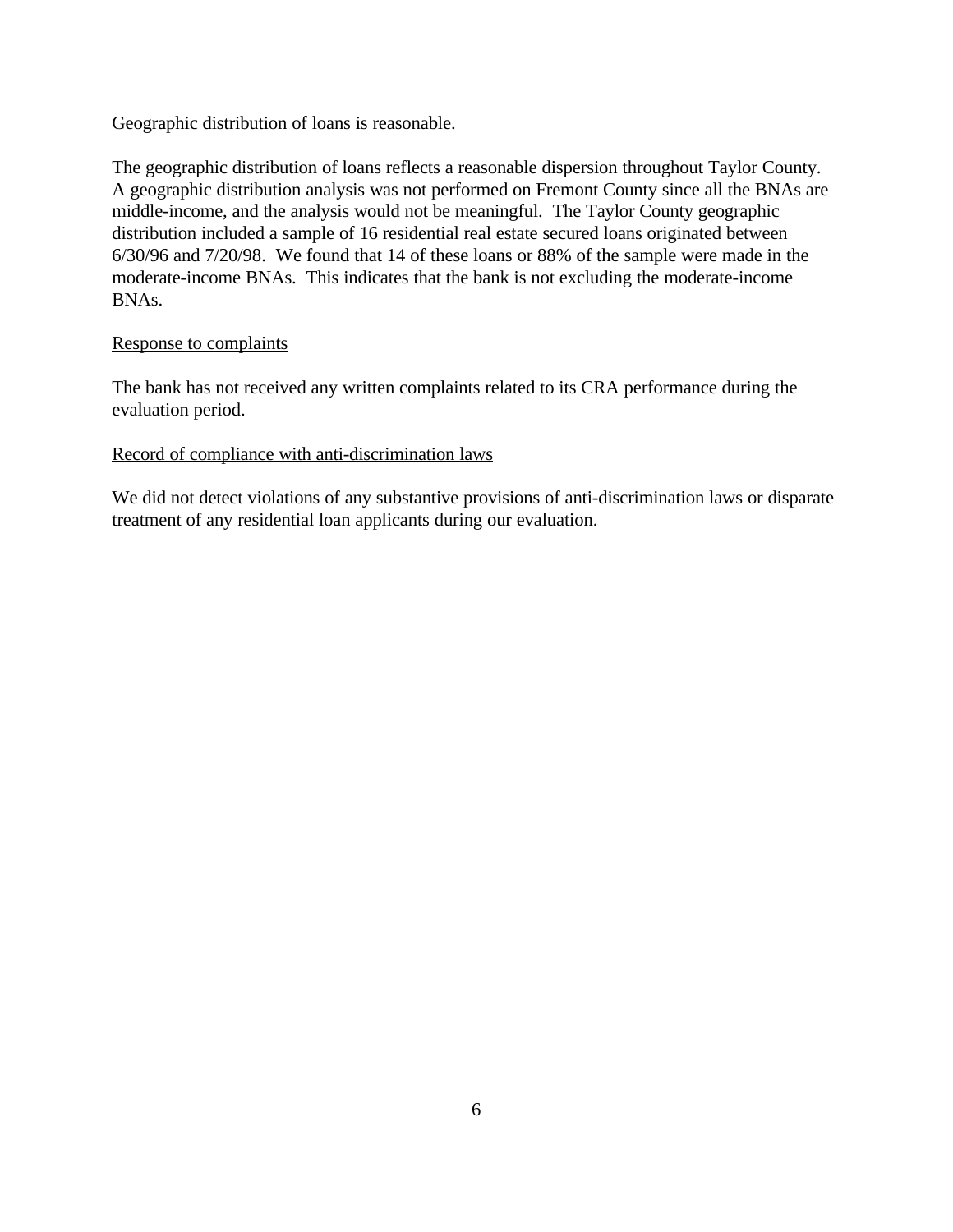Geographic distribution of loans is reasonable.

The geographic distribution of loans reflects a reasonable dispersion throughout Taylor County. A geographic distribution analysis was not performed on Fremont County since all the BNAs are middle-income, and the analysis would not be meaningful. The Taylor County geographic distribution included a sample of 16 residential real estate secured loans originated between 6/30/96 and 7/20/98. We found that 14 of these loans or 88% of the sample were made in the moderate-income BNAs. This indicates that the bank is not excluding the moderate-income BNAs.

Response to complaints

The bank has not received any written complaints related to its CRA performance during the evaluation period.

Record of compliance with anti-discrimination laws

We did not detect violations of any substantive provisions of anti-discrimination laws or disparate treatment of any residential loan applicants during our evaluation.